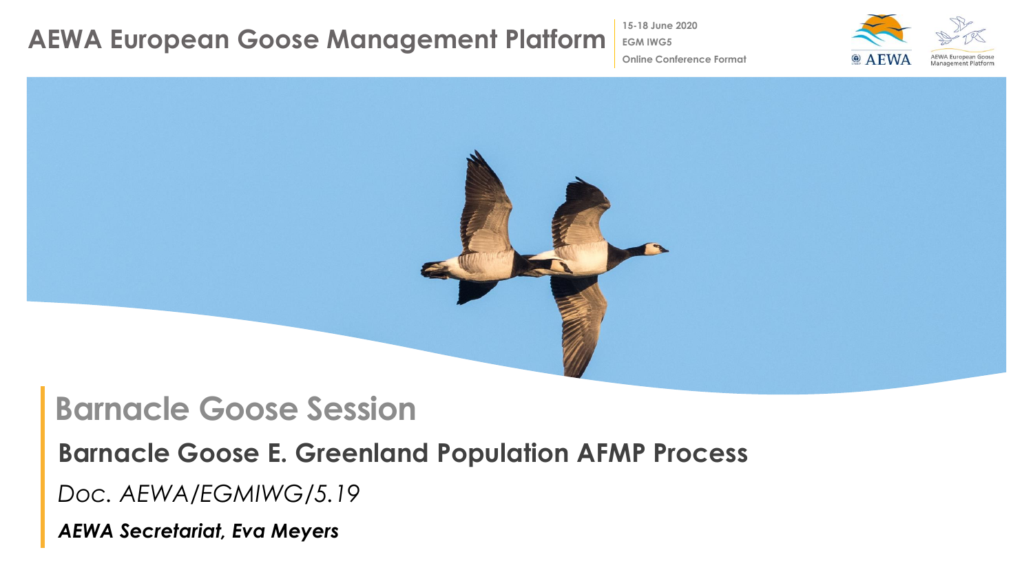# AEWA European Goose Management Platform

15-18 June 2020
EGM IWG5
Online Conference Format

## Barnacle Goose Session

**Barnacle Goose E. Greenland Population AFMP Process**

*Doc. AEWA/EGMIWG/5.19*

***AEWA Secretariat, Eva Meyers***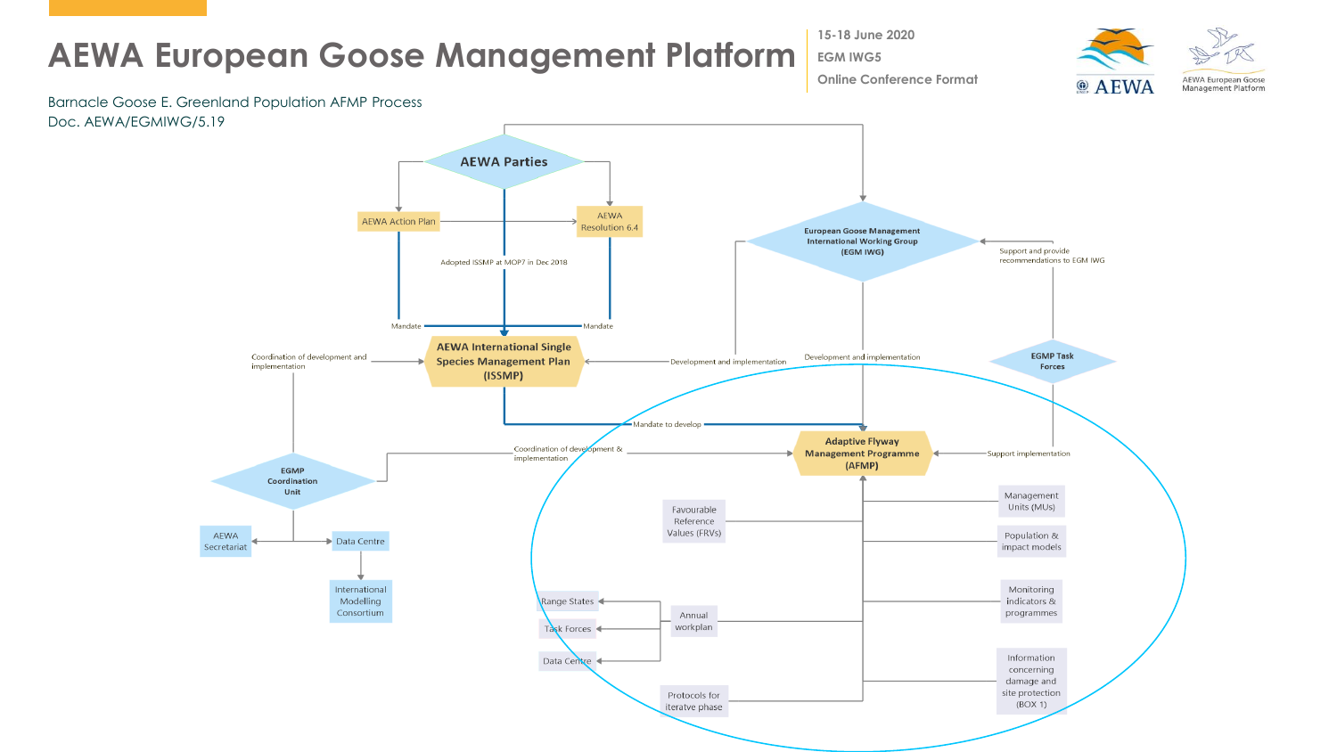# AEWA European Goose Management Platform

15-18 June 2020
EGM IWG5
Online Conference Format

Barnacle Goose E. Greenland Population AFMP Process
Doc. AEWA/EGMIWG/5.19

AEWA Parties

AEWA Action Plan

AEWA Resolution 6.4

Adopted ISSMP at MOP7 in Dec 2018

Mandate

Mandate

European Goose Management International Working Group (EGM IWG)

Support and provide recommendations to EGM IWG

Coordination of development and implementation

AEWA International Single Species Management Plan (ISSMP)

Development and implementation

Development and implementation

EGMP Task Forces

Mandate to develop

EGMP Coordination Unit

Coordination of development & implementation

Adaptive Flyway Management Programme (AFMP)

Support implementation

AEWA Secretariat

Data Centre

International Modelling Consortium

Favourable Reference Values (FRVs)

Management Units (MUs)

Population & impact models

Range States

Task Forces

Data Centre

Annual workplan

Monitoring indicators & programmes

Protocols for iteratve phase

Information concerning damage and site protection (BOX 1)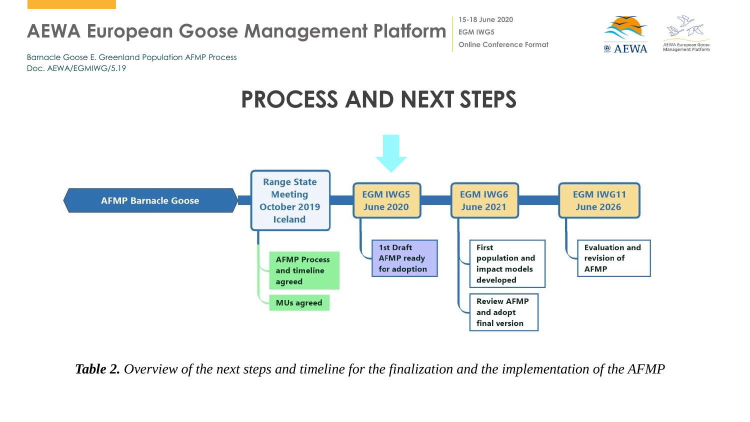# PROCESS AND NEXT STEPS

**AFMP Barnacle Goose**

- **Range State Meeting October 2019 Iceland**
  - AFMP Process and timeline agreed
  - MUs agreed
- **EGM IWG5 June 2020**
  - 1st Draft AFMP ready for adoption
- **EGM IWG6 June 2021**
  - First population and impact models developed
  - Review AFMP and adopt final version
- **EGM IWG11 June 2026**
  - Evaluation and revision of AFMP

***Table 2.*** *Overview of the next steps and timeline for the finalization and the implementation of the AFMP*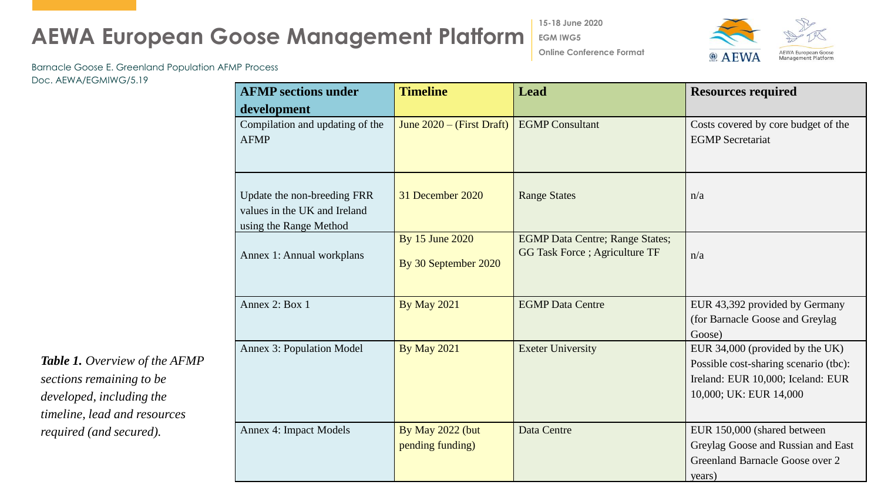Barnacle Goose E. Greenland Population AFMP Process
Doc. AEWA/EGMIWG/5.19

*Table 1. Overview of the AFMP sections remaining to be developed, including the timeline, lead and resources required (and secured).*

| AFMP sections under development | Timeline | Lead | Resources required |
|---|---|---|---|
| Compilation and updating of the AFMP | June 2020 – (First Draft) | EGMP Consultant | Costs covered by core budget of the EGMP Secretariat |
| Update the non-breeding FRR values in the UK and Ireland using the Range Method | 31 December 2020 | Range States | n/a |
| Annex 1: Annual workplans | By 15 June 2020<br>By 30 September 2020 | EGMP Data Centre; Range States; GG Task Force ; Agriculture TF | n/a |
| Annex 2: Box 1 | By May 2021 | EGMP Data Centre | EUR 43,392 provided by Germany (for Barnacle Goose and Greylag Goose) |
| Annex 3: Population Model | By May 2021 | Exeter University | EUR 34,000 (provided by the UK) Possible cost-sharing scenario (tbc): Ireland: EUR 10,000; Iceland: EUR 10,000; UK: EUR 14,000 |
| Annex 4: Impact Models | By May 2022 (but pending funding) | Data Centre | EUR 150,000 (shared between Greylag Goose and Russian and East Greenland Barnacle Goose over 2 years) |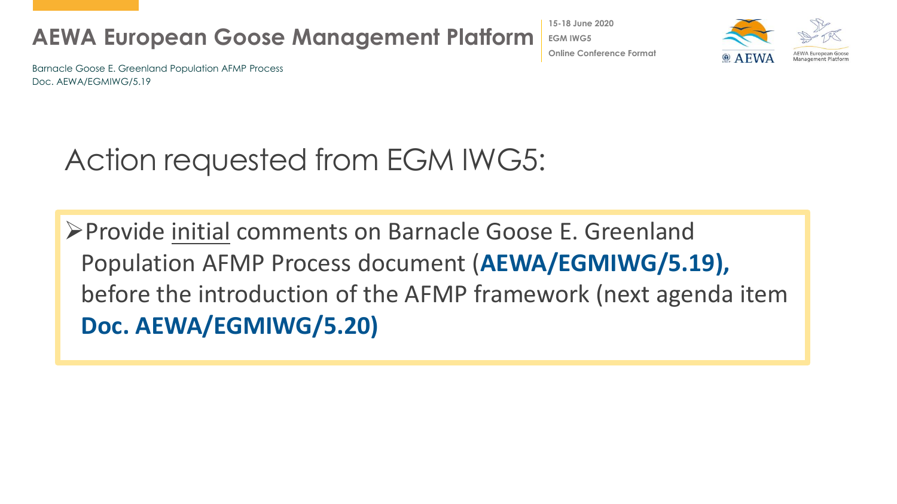# Action requested from EGM IWG5:

- Provide <u>initial</u> comments on Barnacle Goose E. Greenland Population AFMP Process document (**AEWA/EGMIWG/5.19),** before the introduction of the AFMP framework (next agenda item **Doc. AEWA/EGMIWG/5.20)**